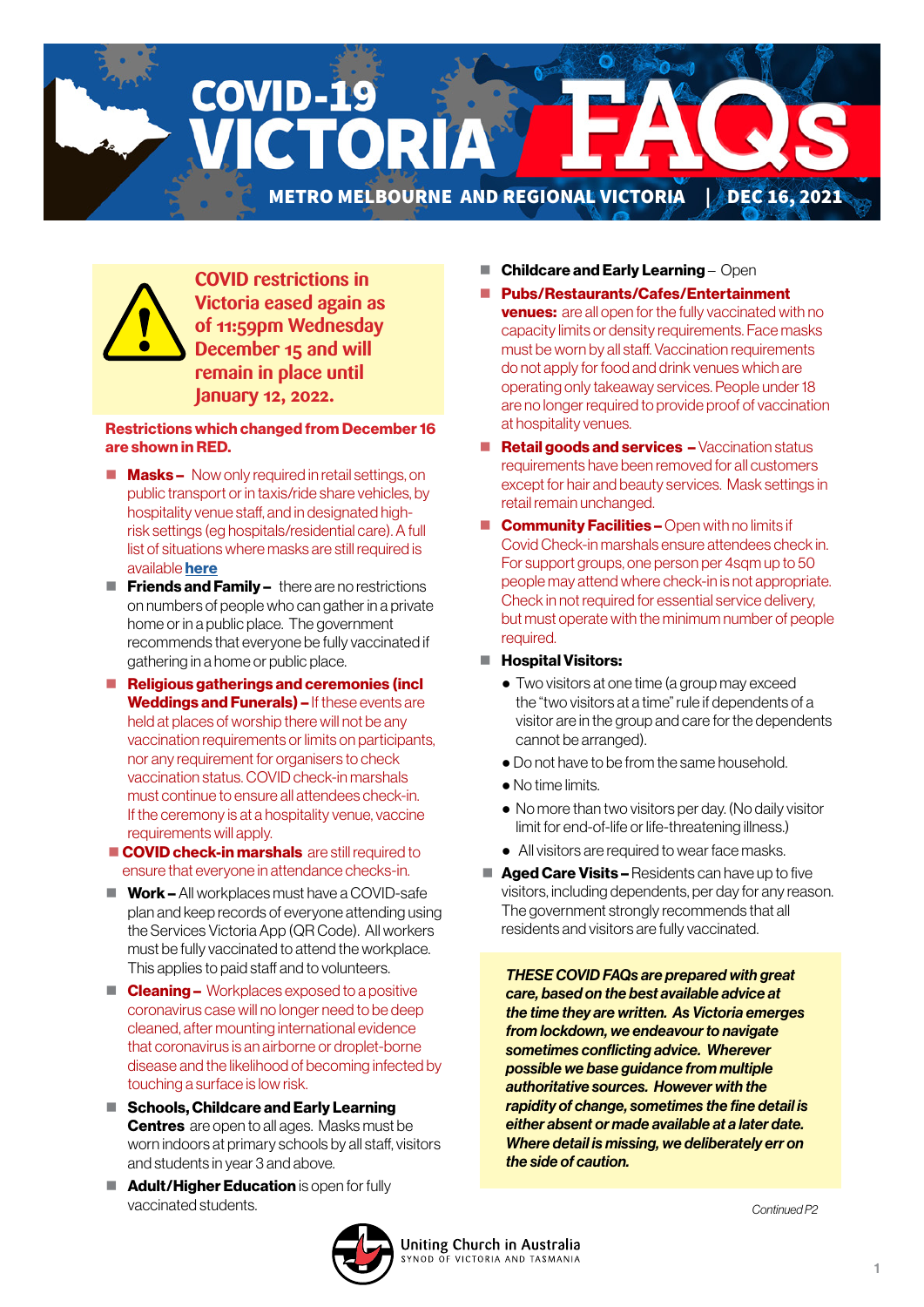# COVID-19 VICTORIA FAQs

**METRO MELBOURNE AND REGIONAL VICTORIA | DEC 16, 2021**

**COVID restrictions in Victoria eased again as of 11:59pm Wednesday December 15 and will remain in place until January 12, 2022.**

**Restrictions which changed from December 16 are shown in RED.**

- **Masks –** Now only required in retail settings, on public transport or in taxis/ride share vehicles, by hospitality venue staff, and in designated high-risk settings (eg hospitals/residential care). A full list of situations where masks are still required is available **here**
- **Friends and Family –** there are no restrictions on numbers of people who can gather in a private home or in a public place. The government recommends that everyone be fully vaccinated if gathering in a home or public place.
- **Religious gatherings and ceremonies (incl Weddings and Funerals) –** If these events are held at places of worship there will not be any vaccination requirements or limits on participants, nor any requirement for organisers to check vaccination status. COVID check-in marshals must continue to ensure all attendees check-in. If the ceremony is at a hospitality venue, vaccine requirements will apply.
- **COVID check-in marshals** are still required to ensure that everyone in attendance checks-in.
- **Work –** All workplaces must have a COVID-safe plan and keep records of everyone attending using the Services Victoria App (QR Code). All workers must be fully vaccinated to attend the workplace. This applies to paid staff and to volunteers.
- **Cleaning –** Workplaces exposed to a positive coronavirus case will no longer need to be deep cleaned, after mounting international evidence that coronavirus is an airborne or droplet-borne disease and the likelihood of becoming infected by touching a surface is low risk.
- **Schools, Childcare and Early Learning Centres** are open to all ages. Masks must be worn indoors at primary schools by all staff, visitors and students in year 3 and above.
- **Adult/Higher Education** is open for fully vaccinated students.
- **Childcare and Early Learning** – Open
- **Pubs/Restaurants/Cafes/Entertainment venues:** are all open for the fully vaccinated with no capacity limits or density requirements. Face masks must be worn by all staff. Vaccination requirements do not apply for food and drink venues which are operating only takeaway services. People under 18 are no longer required to provide proof of vaccination at hospitality venues.
- **Retail goods and services –** Vaccination status requirements have been removed for all customers except for hair and beauty services. Mask settings in retail remain unchanged.
- **Community Facilities –** Open with no limits if Covid Check-in marshals ensure attendees check in. For support groups, one person per 4sqm up to 50 people may attend where check-in is not appropriate. Check in not required for essential service delivery, but must operate with the minimum number of people required.
- **Hospital Visitors:**
  - Two visitors at one time (a group may exceed the "two visitors at a time" rule if dependents of a visitor are in the group and care for the dependents cannot be arranged).
  - Do not have to be from the same household.
  - No time limits.
  - No more than two visitors per day. (No daily visitor limit for end-of-life or life-threatening illness.)
  - All visitors are required to wear face masks.
- **Aged Care Visits –** Residents can have up to five visitors, including dependents, per day for any reason. The government strongly recommends that all residents and visitors are fully vaccinated.

***THESE COVID FAQs are prepared with great care, based on the best available advice at the time they are written. As Victoria emerges from lockdown, we endeavour to navigate sometimes conflicting advice. Wherever possible we base guidance from multiple authoritative sources. However with the rapidity of change, sometimes the fine detail is either absent or made available at a later date. Where detail is missing, we deliberately err on the side of caution.***

*Continued P2*

Uniting Church in Australia
SYNOD OF VICTORIA AND TASMANIA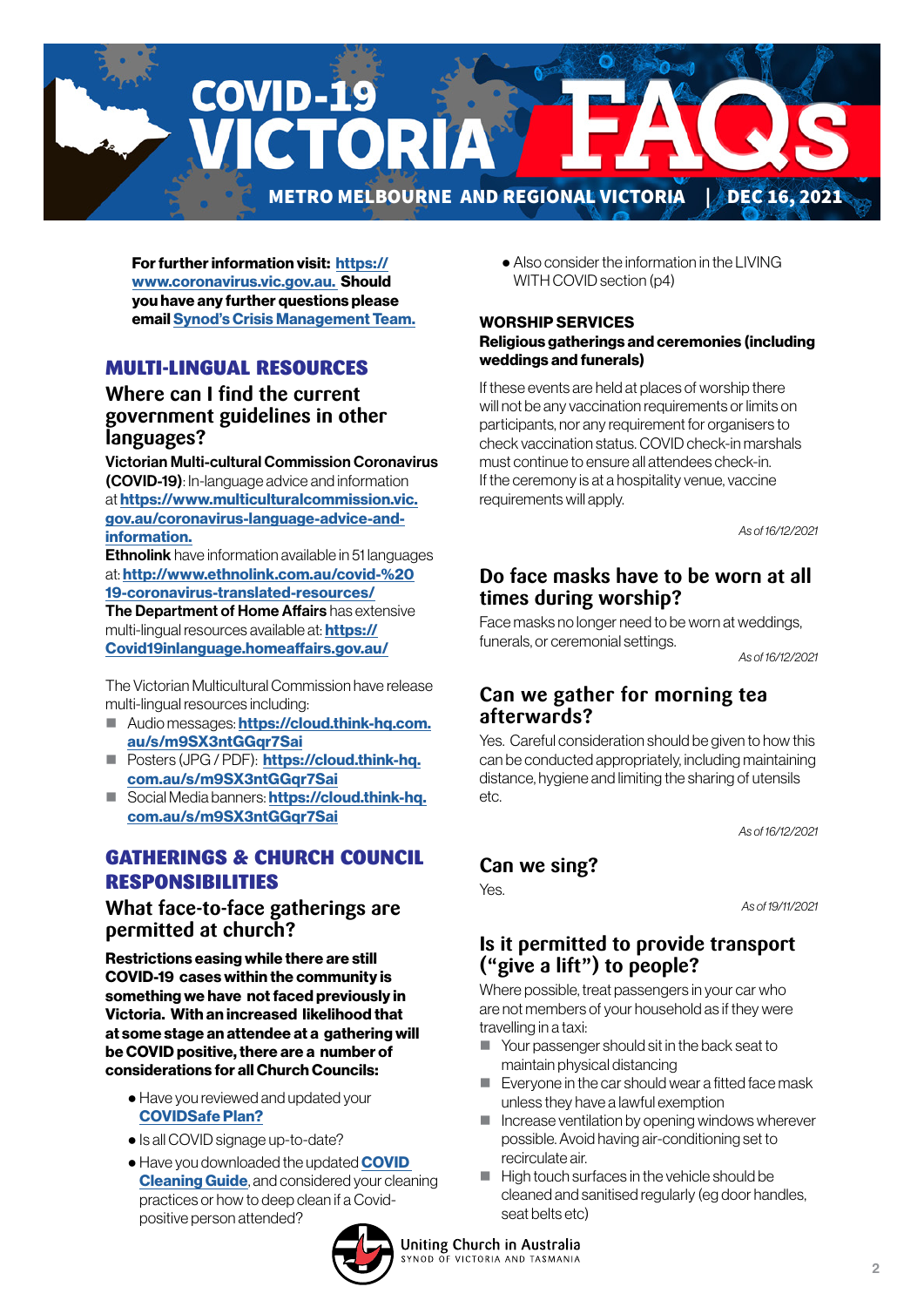# COVID-19 VICTORIA FAQs

**METRO MELBOURNE AND REGIONAL VICTORIA | DEC 16, 2021**

**For further information visit: https://www.coronavirus.vic.gov.au. Should you have any further questions please email Synod's Crisis Management Team.**

## MULTI-LINGUAL RESOURCES

### Where can I find the current government guidelines in other languages?

**Victorian Multi-cultural Commission Coronavirus (COVID-19)**: In-language advice and information at **https://www.multiculturalcommission.vic.gov.au/coronavirus-language-advice-and-information.**

**Ethnolink** have information available in 51 languages at: **http://www.ethnolink.com.au/covid-%2019-coronavirus-translated-resources/**

**The Department of Home Affairs** has extensive multi-lingual resources available at: **https://Covid19inlanguage.homeaffairs.gov.au/**

The Victorian Multicultural Commission have release multi-lingual resources including:

- Audio messages: **https://cloud.think-hq.com.au/s/m9SX3ntGGqr7Sai**
- Posters (JPG / PDF): **https://cloud.think-hq.com.au/s/m9SX3ntGGqr7Sai**
- Social Media banners: **https://cloud.think-hq.com.au/s/m9SX3ntGGqr7Sai**

## GATHERINGS & CHURCH COUNCIL RESPONSIBILITIES

### What face-to-face gatherings are permitted at church?

**Restrictions easing while there are still COVID-19 cases within the community is something we have not faced previously in Victoria. With an increased likelihood that at some stage an attendee at a gathering will be COVID positive, there are a number of considerations for all Church Councils:**

- Have you reviewed and updated your **COVIDSafe Plan?**
- Is all COVID signage up-to-date?
- Have you downloaded the updated **COVID Cleaning Guide**, and considered your cleaning practices or how to deep clean if a Covid-positive person attended?
- Also consider the information in the LIVING WITH COVID section (p4)

**WORSHIP SERVICES**

**Religious gatherings and ceremonies (including weddings and funerals)**

If these events are held at places of worship there will not be any vaccination requirements or limits on participants, nor any requirement for organisers to check vaccination status. COVID check-in marshals must continue to ensure all attendees check-in. If the ceremony is at a hospitality venue, vaccine requirements will apply.

*As of 16/12/2021*

### Do face masks have to be worn at all times during worship?

Face masks no longer need to be worn at weddings, funerals, or ceremonial settings.

*As of 16/12/2021*

### Can we gather for morning tea afterwards?

Yes. Careful consideration should be given to how this can be conducted appropriately, including maintaining distance, hygiene and limiting the sharing of utensils etc.

*As of 16/12/2021*

### Can we sing?

Yes.

*As of 19/11/2021*

### Is it permitted to provide transport ("give a lift") to people?

Where possible, treat passengers in your car who are not members of your household as if they were travelling in a taxi:

- Your passenger should sit in the back seat to maintain physical distancing
- Everyone in the car should wear a fitted face mask unless they have a lawful exemption
- Increase ventilation by opening windows wherever possible. Avoid having air-conditioning set to recirculate air.
- High touch surfaces in the vehicle should be cleaned and sanitised regularly (eg door handles, seat belts etc)

Uniting Church in Australia
SYNOD OF VICTORIA AND TASMANIA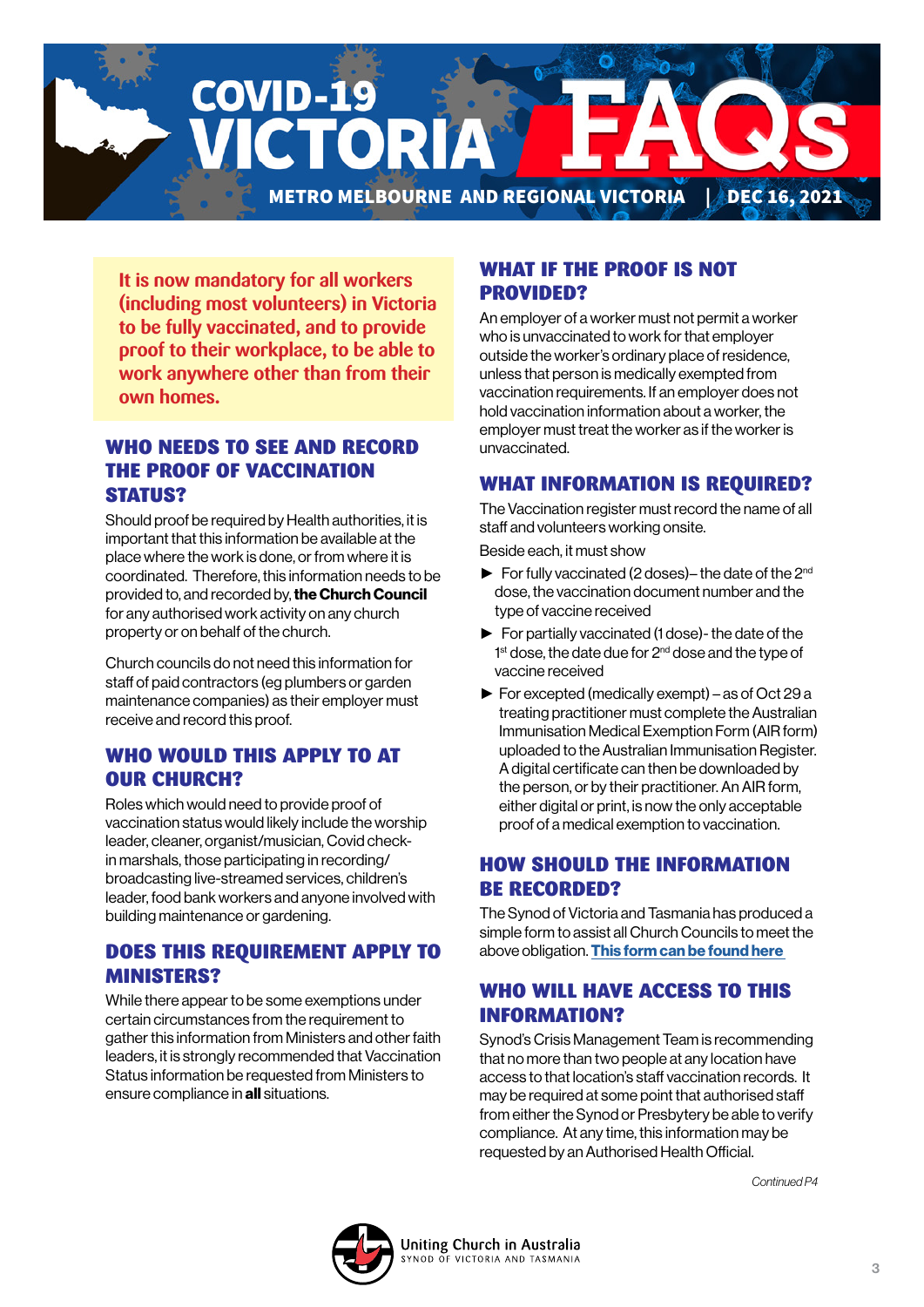# COVID-19 VICTORIA FAQs

**METRO MELBOURNE AND REGIONAL VICTORIA | DEC 16, 2021**

**It is now mandatory for all workers (including most volunteers) in Victoria to be fully vaccinated, and to provide proof to their workplace, to be able to work anywhere other than from their own homes.**

## WHO NEEDS TO SEE AND RECORD THE PROOF OF VACCINATION STATUS?

Should proof be required by Health authorities, it is important that this information be available at the place where the work is done, or from where it is coordinated. Therefore, this information needs to be provided to, and recorded by, **the Church Council** for any authorised work activity on any church property or on behalf of the church.

Church councils do not need this information for staff of paid contractors (eg plumbers or garden maintenance companies) as their employer must receive and record this proof.

## WHO WOULD THIS APPLY TO AT OUR CHURCH?

Roles which would need to provide proof of vaccination status would likely include the worship leader, cleaner, organist/musician, Covid check-in marshals, those participating in recording/broadcasting live-streamed services, children's leader, food bank workers and anyone involved with building maintenance or gardening.

## DOES THIS REQUIREMENT APPLY TO MINISTERS?

While there appear to be some exemptions under certain circumstances from the requirement to gather this information from Ministers and other faith leaders, it is strongly recommended that Vaccination Status information be requested from Ministers to ensure compliance in **all** situations.

## WHAT IF THE PROOF IS NOT PROVIDED?

An employer of a worker must not permit a worker who is unvaccinated to work for that employer outside the worker's ordinary place of residence, unless that person is medically exempted from vaccination requirements. If an employer does not hold vaccination information about a worker, the employer must treat the worker as if the worker is unvaccinated.

## WHAT INFORMATION IS REQUIRED?

The Vaccination register must record the name of all staff and volunteers working onsite.

Beside each, it must show

- For fully vaccinated (2 doses)– the date of the 2nd dose, the vaccination document number and the type of vaccine received
- For partially vaccinated (1 dose)- the date of the 1st dose, the date due for 2nd dose and the type of vaccine received
- For excepted (medically exempt) – as of Oct 29 a treating practitioner must complete the Australian Immunisation Medical Exemption Form (AIR form) uploaded to the Australian Immunisation Register. A digital certificate can then be downloaded by the person, or by their practitioner. An AIR form, either digital or print, is now the only acceptable proof of a medical exemption to vaccination.

## HOW SHOULD THE INFORMATION BE RECORDED?

The Synod of Victoria and Tasmania has produced a simple form to assist all Church Councils to meet the above obligation. **This form can be found here**

## WHO WILL HAVE ACCESS TO THIS INFORMATION?

Synod's Crisis Management Team is recommending that no more than two people at any location have access to that location's staff vaccination records. It may be required at some point that authorised staff from either the Synod or Presbytery be able to verify compliance. At any time, this information may be requested by an Authorised Health Official.

*Continued P4*

Uniting Church in Australia
SYNOD OF VICTORIA AND TASMANIA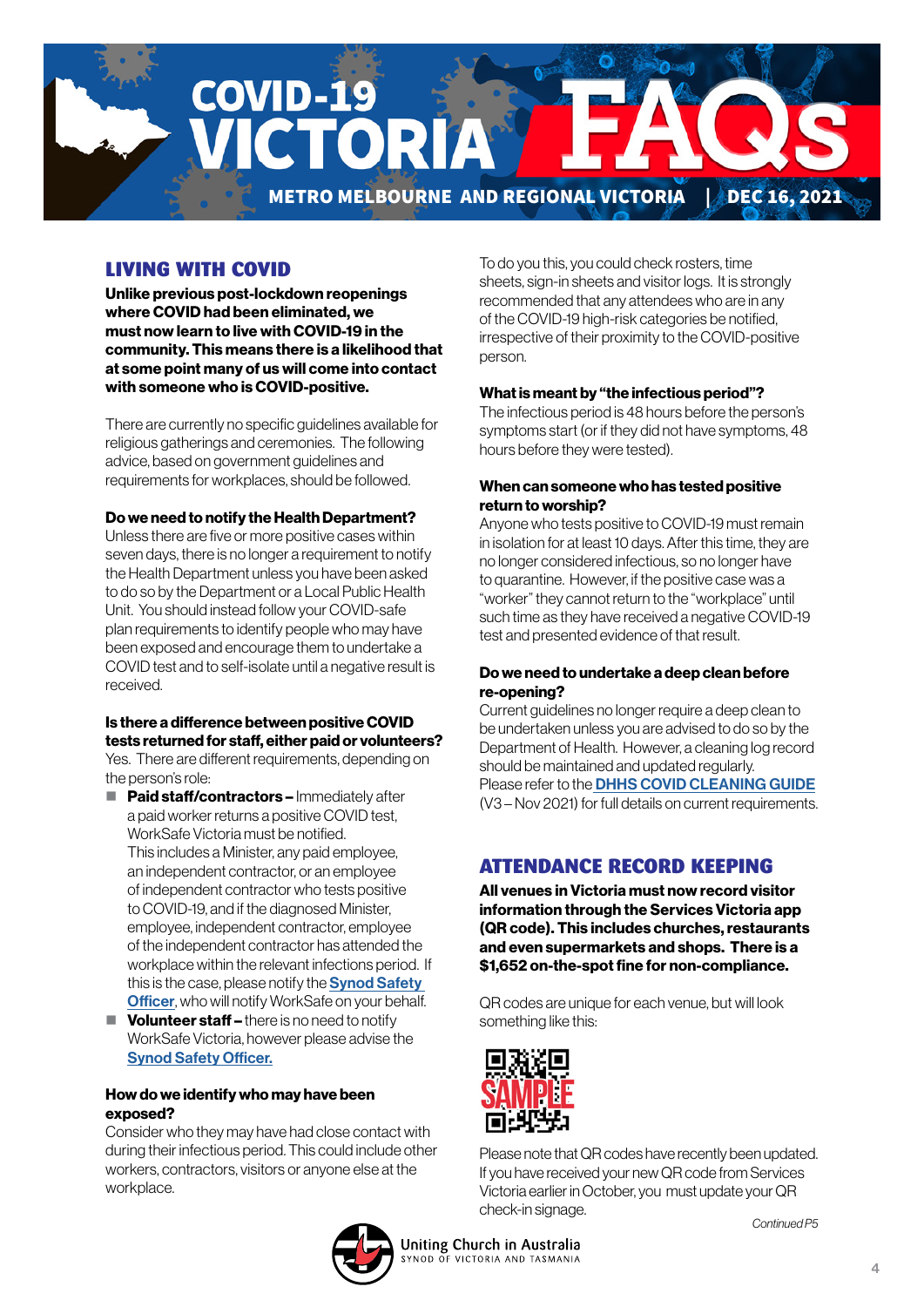# COVID-19 VICTORIA FAQs

METRO MELBOURNE AND REGIONAL VICTORIA | DEC 16, 2021

## LIVING WITH COVID

**Unlike previous post-lockdown reopenings where COVID had been eliminated, we must now learn to live with COVID-19 in the community. This means there is a likelihood that at some point many of us will come into contact with someone who is COVID-positive.**

There are currently no specific guidelines available for religious gatherings and ceremonies. The following advice, based on government guidelines and requirements for workplaces, should be followed.

### Do we need to notify the Health Department?

Unless there are five or more positive cases within seven days, there is no longer a requirement to notify the Health Department unless you have been asked to do so by the Department or a Local Public Health Unit. You should instead follow your COVID-safe plan requirements to identify people who may have been exposed and encourage them to undertake a COVID test and to self-isolate until a negative result is received.

### Is there a difference between positive COVID tests returned for staff, either paid or volunteers?

Yes. There are different requirements, depending on the person's role:

- **Paid staff/contractors –** Immediately after a paid worker returns a positive COVID test, WorkSafe Victoria must be notified. This includes a Minister, any paid employee, an independent contractor, or an employee of independent contractor who tests positive to COVID-19, and if the diagnosed Minister, employee, independent contractor, employee of the independent contractor has attended the workplace within the relevant infections period. If this is the case, please notify the Synod Safety Officer, who will notify WorkSafe on your behalf.
- **Volunteer staff –** there is no need to notify WorkSafe Victoria, however please advise the Synod Safety Officer.

### How do we identify who may have been exposed?

Consider who they may have had close contact with during their infectious period. This could include other workers, contractors, visitors or anyone else at the workplace.

To do you this, you could check rosters, time sheets, sign-in sheets and visitor logs. It is strongly recommended that any attendees who are in any of the COVID-19 high-risk categories be notified, irrespective of their proximity to the COVID-positive person.

### What is meant by "the infectious period"?

The infectious period is 48 hours before the person's symptoms start (or if they did not have symptoms, 48 hours before they were tested).

### When can someone who has tested positive return to worship?

Anyone who tests positive to COVID-19 must remain in isolation for at least 10 days. After this time, they are no longer considered infectious, so no longer have to quarantine. However, if the positive case was a "worker" they cannot return to the "workplace" until such time as they have received a negative COVID-19 test and presented evidence of that result.

### Do we need to undertake a deep clean before re-opening?

Current guidelines no longer require a deep clean to be undertaken unless you are advised to do so by the Department of Health. However, a cleaning log record should be maintained and updated regularly. Please refer to the DHHS COVID CLEANING GUIDE (V3 – Nov 2021) for full details on current requirements.

## ATTENDANCE RECORD KEEPING

**All venues in Victoria must now record visitor information through the Services Victoria app (QR code). This includes churches, restaurants and even supermarkets and shops. There is a $1,652 on-the-spot fine for non-compliance.**

QR codes are unique for each venue, but will look something like this:

SAMPLE

Please note that QR codes have recently been updated. If you have received your new QR code from Services Victoria earlier in October, you must update your QR check-in signage.

*Continued P5*

Uniting Church in Australia
SYNOD OF VICTORIA AND TASMANIA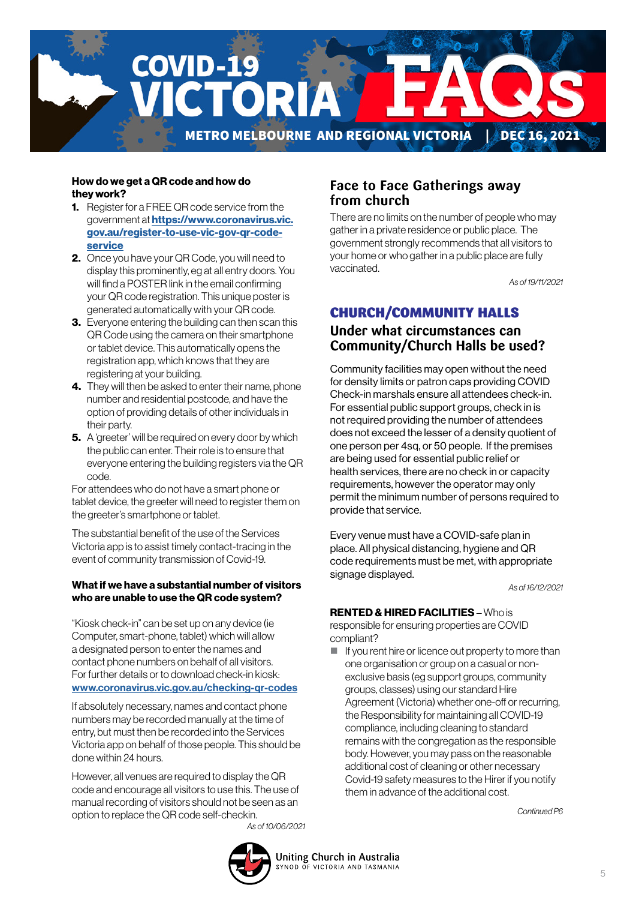# COVID-19 VICTORIA FAQs

METRO MELBOURNE AND REGIONAL VICTORIA | DEC 16, 2021

**How do we get a QR code and how do they work?**

1. Register for a FREE QR code service from the government at **https://www.coronavirus.vic.gov.au/register-to-use-vic-gov-qr-code-service**
2. Once you have your QR Code, you will need to display this prominently, eg at all entry doors. You will find a POSTER link in the email confirming your QR code registration. This unique poster is generated automatically with your QR code.
3. Everyone entering the building can then scan this QR Code using the camera on their smartphone or tablet device. This automatically opens the registration app, which knows that they are registering at your building.
4. They will then be asked to enter their name, phone number and residential postcode, and have the option of providing details of other individuals in their party.
5. A 'greeter' will be required on every door by which the public can enter. Their role is to ensure that everyone entering the building registers via the QR code.

For attendees who do not have a smart phone or tablet device, the greeter will need to register them on the greeter's smartphone or tablet.

The substantial benefit of the use of the Services Victoria app is to assist timely contact-tracing in the event of community transmission of Covid-19.

**What if we have a substantial number of visitors who are unable to use the QR code system?**

"Kiosk check-in" can be set up on any device (ie Computer, smart-phone, tablet) which will allow a designated person to enter the names and contact phone numbers on behalf of all visitors. For further details or to download check-in kiosk: **www.coronavirus.vic.gov.au/checking-qr-codes**

If absolutely necessary, names and contact phone numbers may be recorded manually at the time of entry, but must then be recorded into the Services Victoria app on behalf of those people. This should be done within 24 hours.

However, all venues are required to display the QR code and encourage all visitors to use this. The use of manual recording of visitors should not be seen as an option to replace the QR code self-checkin.

*As of 10/06/2021*

## Face to Face Gatherings away from church

There are no limits on the number of people who may gather in a private residence or public place. The government strongly recommends that all visitors to your home or who gather in a public place are fully vaccinated.

*As of 19/11/2021*

## CHURCH/COMMUNITY HALLS

### Under what circumstances can Community/Church Halls be used?

Community facilities may open without the need for density limits or patron caps providing COVID Check-in marshals ensure all attendees check-in. For essential public support groups, check in is not required providing the number of attendees does not exceed the lesser of a density quotient of one person per 4sq, or 50 people. If the premises are being used for essential public relief or health services, there are no check in or capacity requirements, however the operator may only permit the minimum number of persons required to provide that service.

Every venue must have a COVID-safe plan in place. All physical distancing, hygiene and QR code requirements must be met, with appropriate signage displayed.

*As of 16/12/2021*

**RENTED & HIRED FACILITIES** – Who is responsible for ensuring properties are COVID compliant?

- If you rent hire or licence out property to more than one organisation or group on a casual or non-exclusive basis (eg support groups, community groups, classes) using our standard Hire Agreement (Victoria) whether one-off or recurring, the Responsibility for maintaining all COVID-19 compliance, including cleaning to standard remains with the congregation as the responsible body. However, you may pass on the reasonable additional cost of cleaning or other necessary Covid-19 safety measures to the Hirer if you notify them in advance of the additional cost.

*Continued P6*

Uniting Church in Australia
SYNOD OF VICTORIA AND TASMANIA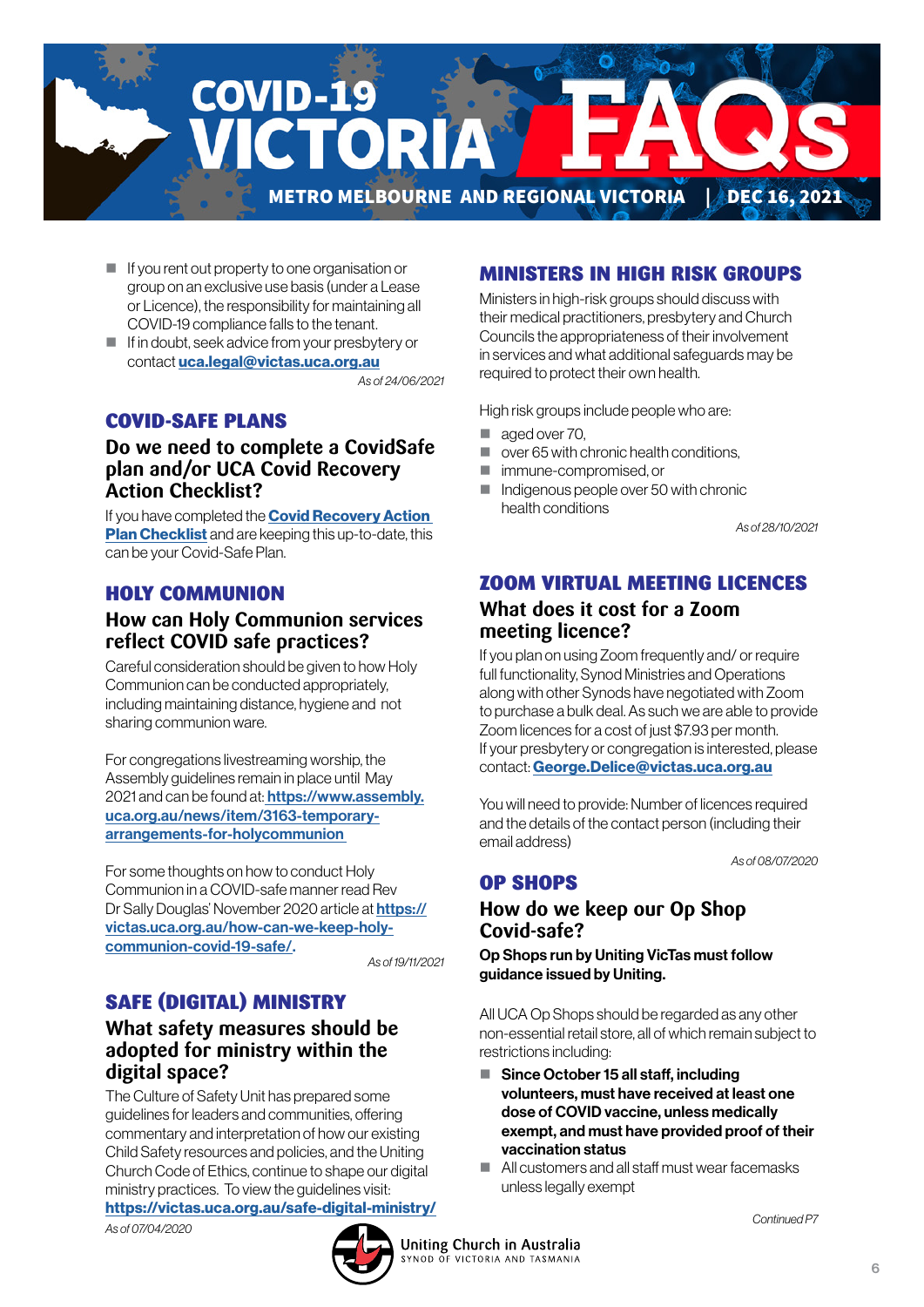# COVID-19 VICTORIA FAQs

**METRO MELBOURNE AND REGIONAL VICTORIA | DEC 16, 2021**

- If you rent out property to one organisation or group on an exclusive use basis (under a Lease or Licence), the responsibility for maintaining all COVID-19 compliance falls to the tenant.
- If in doubt, seek advice from your presbytery or contact **uca.legal@victas.uca.org.au**

*As of 24/06/2021*

## COVID-SAFE PLANS

### Do we need to complete a CovidSafe plan and/or UCA Covid Recovery Action Checklist?

If you have completed the **Covid Recovery Action Plan Checklist** and are keeping this up-to-date, this can be your Covid-Safe Plan.

## HOLY COMMUNION

### How can Holy Communion services reflect COVID safe practices?

Careful consideration should be given to how Holy Communion can be conducted appropriately, including maintaining distance, hygiene and not sharing communion ware.

For congregations livestreaming worship, the Assembly guidelines remain in place until May 2021 and can be found at: **https://www.assembly.uca.org.au/news/item/3163-temporary-arrangements-for-holycommunion**

For some thoughts on how to conduct Holy Communion in a COVID-safe manner read Rev Dr Sally Douglas' November 2020 article at **https://victas.uca.org.au/how-can-we-keep-holy-communion-covid-19-safe/.**

*As of 19/11/2021*

## SAFE (DIGITAL) MINISTRY

### What safety measures should be adopted for ministry within the digital space?

The Culture of Safety Unit has prepared some guidelines for leaders and communities, offering commentary and interpretation of how our existing Child Safety resources and policies, and the Uniting Church Code of Ethics, continue to shape our digital ministry practices. To view the guidelines visit: **https://victas.uca.org.au/safe-digital-ministry/**

*As of 07/04/2020*

## MINISTERS IN HIGH RISK GROUPS

Ministers in high-risk groups should discuss with their medical practitioners, presbytery and Church Councils the appropriateness of their involvement in services and what additional safeguards may be required to protect their own health.

High risk groups include people who are:

- aged over 70,
- over 65 with chronic health conditions,
- immune-compromised, or
- Indigenous people over 50 with chronic health conditions

*As of 28/10/2021*

## ZOOM VIRTUAL MEETING LICENCES

### What does it cost for a Zoom meeting licence?

If you plan on using Zoom frequently and/ or require full functionality, Synod Ministries and Operations along with other Synods have negotiated with Zoom to purchase a bulk deal. As such we are able to provide Zoom licences for a cost of just $7.93 per month. If your presbytery or congregation is interested, please contact: **George.Delice@victas.uca.org.au**

You will need to provide: Number of licences required and the details of the contact person (including their email address)

*As of 08/07/2020*

## OP SHOPS

### How do we keep our Op Shop Covid-safe?

**Op Shops run by Uniting VicTas must follow guidance issued by Uniting.**

All UCA Op Shops should be regarded as any other non-essential retail store, all of which remain subject to restrictions including:

- **Since October 15 all staff, including volunteers, must have received at least one dose of COVID vaccine, unless medically exempt, and must have provided proof of their vaccination status**
- All customers and all staff must wear facemasks unless legally exempt

*Continued P7*

Uniting Church in Australia
SYNOD OF VICTORIA AND TASMANIA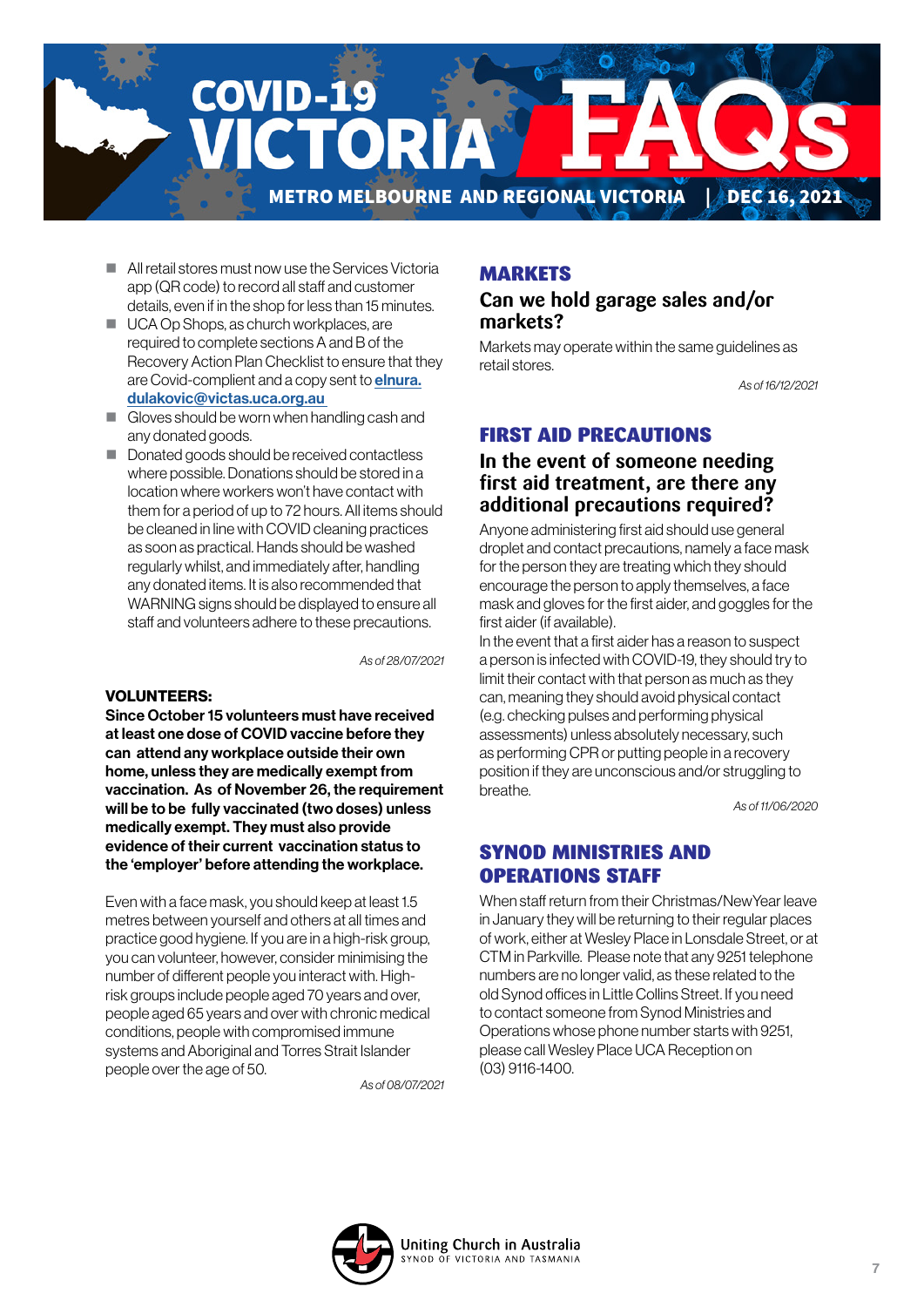- All retail stores must now use the Services Victoria app (QR code) to record all staff and customer details, even if in the shop for less than 15 minutes.
- UCA Op Shops, as church workplaces, are required to complete sections A and B of the Recovery Action Plan Checklist to ensure that they are Covid-complient and a copy sent to **elnura.dulakovic@victas.uca.org.au**
- Gloves should be worn when handling cash and any donated goods.
- Donated goods should be received contactless where possible. Donations should be stored in a location where workers won't have contact with them for a period of up to 72 hours. All items should be cleaned in line with COVID cleaning practices as soon as practical. Hands should be washed regularly whilst, and immediately after, handling any donated items. It is also recommended that WARNING signs should be displayed to ensure all staff and volunteers adhere to these precautions.

*As of 28/07/2021*

**VOLUNTEERS:**

**Since October 15 volunteers must have received at least one dose of COVID vaccine before they can attend any workplace outside their own home, unless they are medically exempt from vaccination. As of November 26, the requirement will be to be fully vaccinated (two doses) unless medically exempt. They must also provide evidence of their current vaccination status to the 'employer' before attending the workplace.**

Even with a face mask, you should keep at least 1.5 metres between yourself and others at all times and practice good hygiene. If you are in a high-risk group, you can volunteer, however, consider minimising the number of different people you interact with. High-risk groups include people aged 70 years and over, people aged 65 years and over with chronic medical conditions, people with compromised immune systems and Aboriginal and Torres Strait Islander people over the age of 50.

*As of 08/07/2021*

## MARKETS

### Can we hold garage sales and/or markets?

Markets may operate within the same guidelines as retail stores.

*As of 16/12/2021*

## FIRST AID PRECAUTIONS

### In the event of someone needing first aid treatment, are there any additional precautions required?

Anyone administering first aid should use general droplet and contact precautions, namely a face mask for the person they are treating which they should encourage the person to apply themselves, a face mask and gloves for the first aider, and goggles for the first aider (if available).

In the event that a first aider has a reason to suspect a person is infected with COVID-19, they should try to limit their contact with that person as much as they can, meaning they should avoid physical contact (e.g. checking pulses and performing physical assessments) unless absolutely necessary, such as performing CPR or putting people in a recovery position if they are unconscious and/or struggling to breathe.

*As of 11/06/2020*

## SYNOD MINISTRIES AND OPERATIONS STAFF

When staff return from their Christmas/New Year leave in January they will be returning to their regular places of work, either at Wesley Place in Lonsdale Street, or at CTM in Parkville. Please note that any 9251 telephone numbers are no longer valid, as these related to the old Synod offices in Little Collins Street. If you need to contact someone from Synod Ministries and Operations whose phone number starts with 9251, please call Wesley Place UCA Reception on (03) 9116-1400.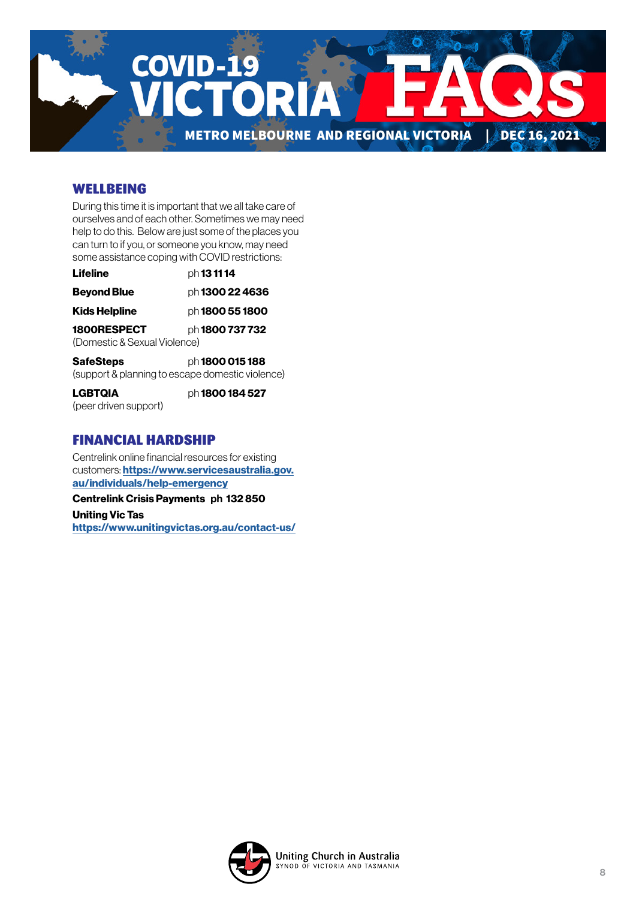# COVID-19 VICTORIA FAQs

METRO MELBOURNE AND REGIONAL VICTORIA | DEC 16, 2021

## WELLBEING

During this time it is important that we all take care of ourselves and of each other. Sometimes we may need help to do this. Below are just some of the places you can turn to if you, or someone you know, may need some assistance coping with COVID restrictions:

**Lifeline** ph **13 11 14**

**Beyond Blue** ph **1300 22 4636**

**Kids Helpline** ph **1800 55 1800**

**1800RESPECT** ph **1800 737 732**
(Domestic & Sexual Violence)

**SafeSteps** ph **1800 015 188**
(support & planning to escape domestic violence)

**LGBTQIA** ph **1800 184 527**
(peer driven support)

## FINANCIAL HARDSHIP

Centrelink online financial resources for existing customers: **https://www.servicesaustralia.gov.au/individuals/help-emergency**

**Centrelink Crisis Payments ph 132 850**

**Uniting Vic Tas**
**https://www.unitingvictas.org.au/contact-us/**

Uniting Church in Australia
SYNOD OF VICTORIA AND TASMANIA